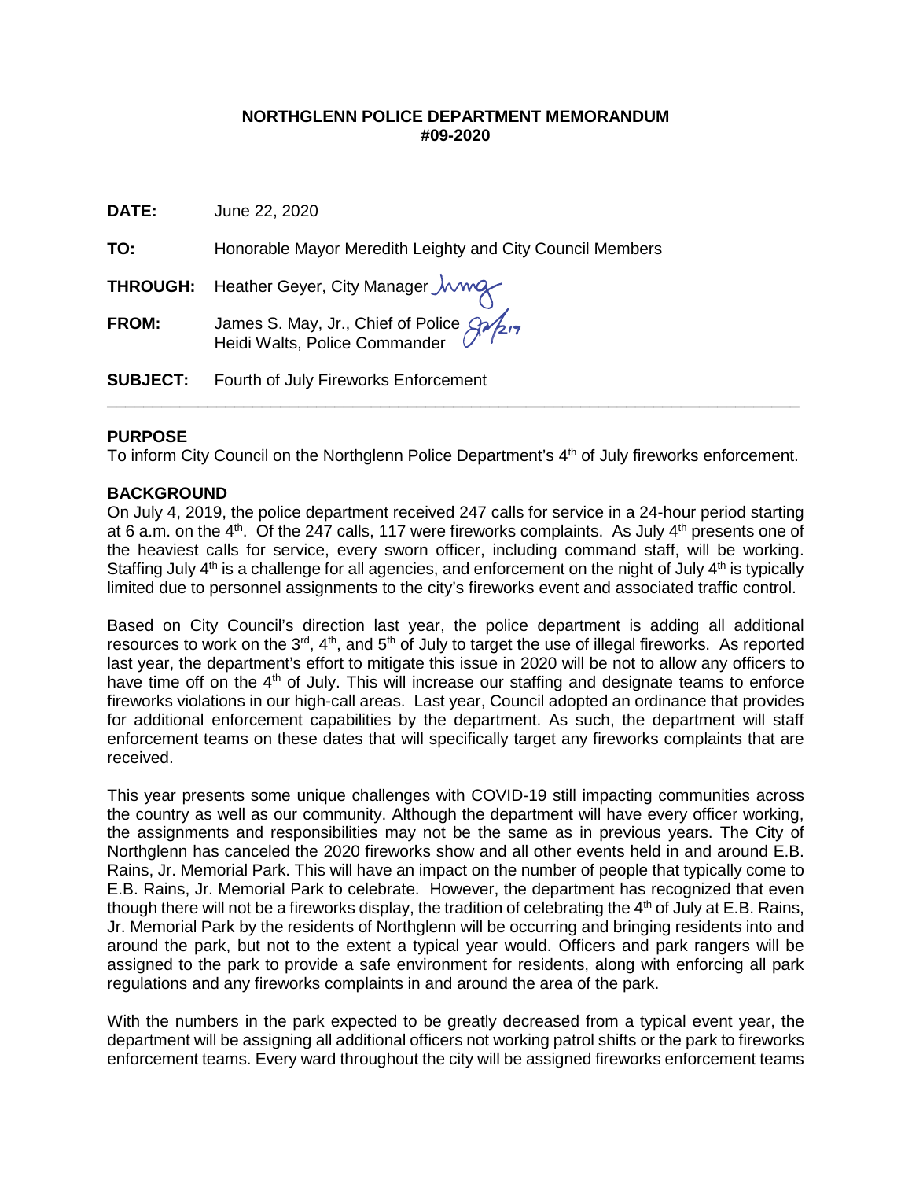**NORTHGLENN POLICE DEPARTMENT MEMORANDUM**
**#09-2020**

**DATE:** June 22, 2020

**TO:** Honorable Mayor Meredith Leighty and City Council Members

**THROUGH:** Heather Geyer, City Manager

**FROM:** James S. May, Jr., Chief of Police
Heidi Walts, Police Commander

**SUBJECT:** Fourth of July Fireworks Enforcement

---

**PURPOSE**

To inform City Council on the Northglenn Police Department's 4th of July fireworks enforcement.

**BACKGROUND**

On July 4, 2019, the police department received 247 calls for service in a 24-hour period starting at 6 a.m. on the 4th. Of the 247 calls, 117 were fireworks complaints. As July 4th presents one of the heaviest calls for service, every sworn officer, including command staff, will be working. Staffing July 4th is a challenge for all agencies, and enforcement on the night of July 4th is typically limited due to personnel assignments to the city's fireworks event and associated traffic control.

Based on City Council's direction last year, the police department is adding all additional resources to work on the 3rd, 4th, and 5th of July to target the use of illegal fireworks. As reported last year, the department's effort to mitigate this issue in 2020 will be not to allow any officers to have time off on the 4th of July. This will increase our staffing and designate teams to enforce fireworks violations in our high-call areas. Last year, Council adopted an ordinance that provides for additional enforcement capabilities by the department. As such, the department will staff enforcement teams on these dates that will specifically target any fireworks complaints that are received.

This year presents some unique challenges with COVID-19 still impacting communities across the country as well as our community. Although the department will have every officer working, the assignments and responsibilities may not be the same as in previous years. The City of Northglenn has canceled the 2020 fireworks show and all other events held in and around E.B. Rains, Jr. Memorial Park. This will have an impact on the number of people that typically come to E.B. Rains, Jr. Memorial Park to celebrate. However, the department has recognized that even though there will not be a fireworks display, the tradition of celebrating the 4th of July at E.B. Rains, Jr. Memorial Park by the residents of Northglenn will be occurring and bringing residents into and around the park, but not to the extent a typical year would. Officers and park rangers will be assigned to the park to provide a safe environment for residents, along with enforcing all park regulations and any fireworks complaints in and around the area of the park.

With the numbers in the park expected to be greatly decreased from a typical event year, the department will be assigning all additional officers not working patrol shifts or the park to fireworks enforcement teams. Every ward throughout the city will be assigned fireworks enforcement teams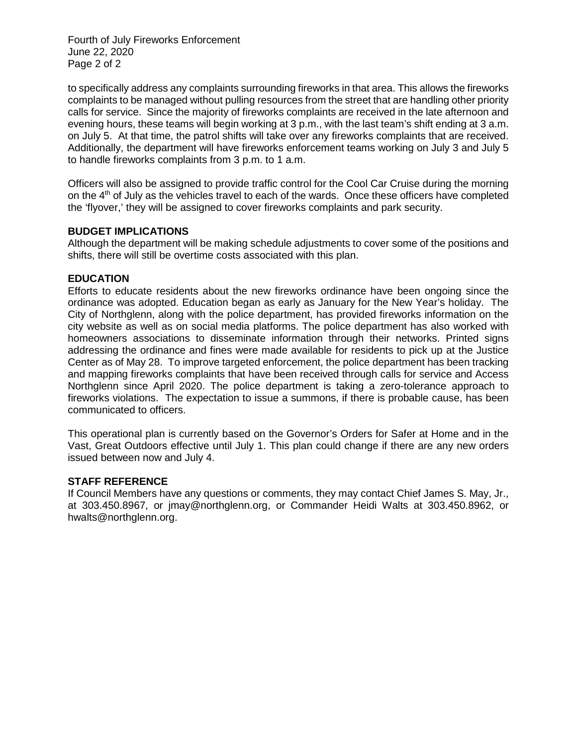to specifically address any complaints surrounding fireworks in that area. This allows the fireworks complaints to be managed without pulling resources from the street that are handling other priority calls for service. Since the majority of fireworks complaints are received in the late afternoon and evening hours, these teams will begin working at 3 p.m., with the last team's shift ending at 3 a.m. on July 5. At that time, the patrol shifts will take over any fireworks complaints that are received. Additionally, the department will have fireworks enforcement teams working on July 3 and July 5 to handle fireworks complaints from 3 p.m. to 1 a.m.

Officers will also be assigned to provide traffic control for the Cool Car Cruise during the morning on the 4th of July as the vehicles travel to each of the wards. Once these officers have completed the 'flyover,' they will be assigned to cover fireworks complaints and park security.

## BUDGET IMPLICATIONS

Although the department will be making schedule adjustments to cover some of the positions and shifts, there will still be overtime costs associated with this plan.

## EDUCATION

Efforts to educate residents about the new fireworks ordinance have been ongoing since the ordinance was adopted. Education began as early as January for the New Year's holiday. The City of Northglenn, along with the police department, has provided fireworks information on the city website as well as on social media platforms. The police department has also worked with homeowners associations to disseminate information through their networks. Printed signs addressing the ordinance and fines were made available for residents to pick up at the Justice Center as of May 28. To improve targeted enforcement, the police department has been tracking and mapping fireworks complaints that have been received through calls for service and Access Northglenn since April 2020. The police department is taking a zero-tolerance approach to fireworks violations. The expectation to issue a summons, if there is probable cause, has been communicated to officers.

This operational plan is currently based on the Governor's Orders for Safer at Home and in the Vast, Great Outdoors effective until July 1. This plan could change if there are any new orders issued between now and July 4.

## STAFF REFERENCE

If Council Members have any questions or comments, they may contact Chief James S. May, Jr., at 303.450.8967, or jmay@northglenn.org, or Commander Heidi Walts at 303.450.8962, or hwalts@northglenn.org.